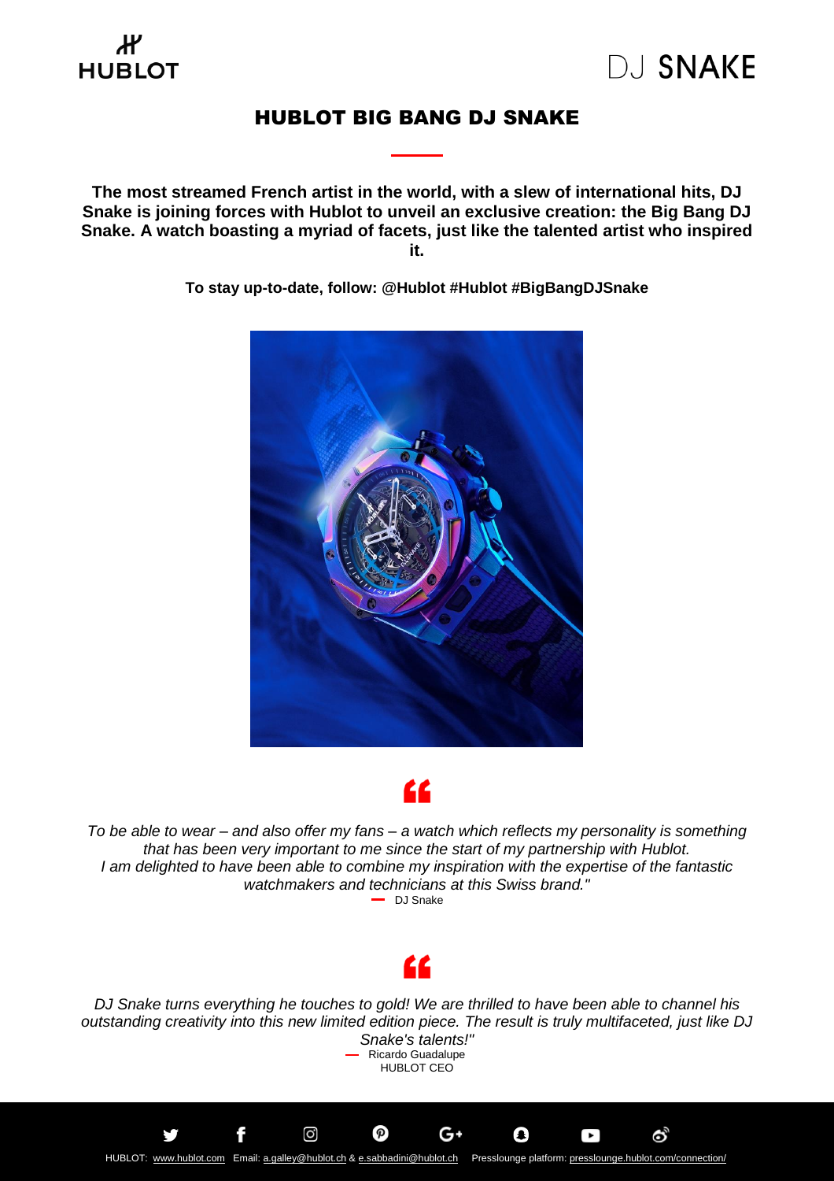# HUBLOT BIG BANG DJ SNAKE

**The most streamed French artist in the world, with a slew of international hits, DJ Snake is joining forces with Hublot to unveil an exclusive creation: the Big Bang DJ Snake. A watch boasting a myriad of facets, just like the talented artist who inspired it.**

**To stay up-to-date, follow: @Hublot #Hublot #BigBangDJSnake**

*To be able to wear – and also offer my fans – a watch which reflects my personality is something that has been very important to me since the start of my partnership with Hublot. I am delighted to have been able to combine my inspiration with the expertise of the fantastic watchmakers and technicians at this Swiss brand."*

— DJ Snake

*DJ Snake turns everything he touches to gold! We are thrilled to have been able to channel his outstanding creativity into this new limited edition piece. The result is truly multifaceted, just like DJ Snake's talents!"*

— Ricardo Guadalupe
HUBLOT CEO

HUBLOT: www.hublot.com Email: a.galley@hublot.ch & e.sabbadini@hublot.ch Presslounge platform: presslounge.hublot.com/connection/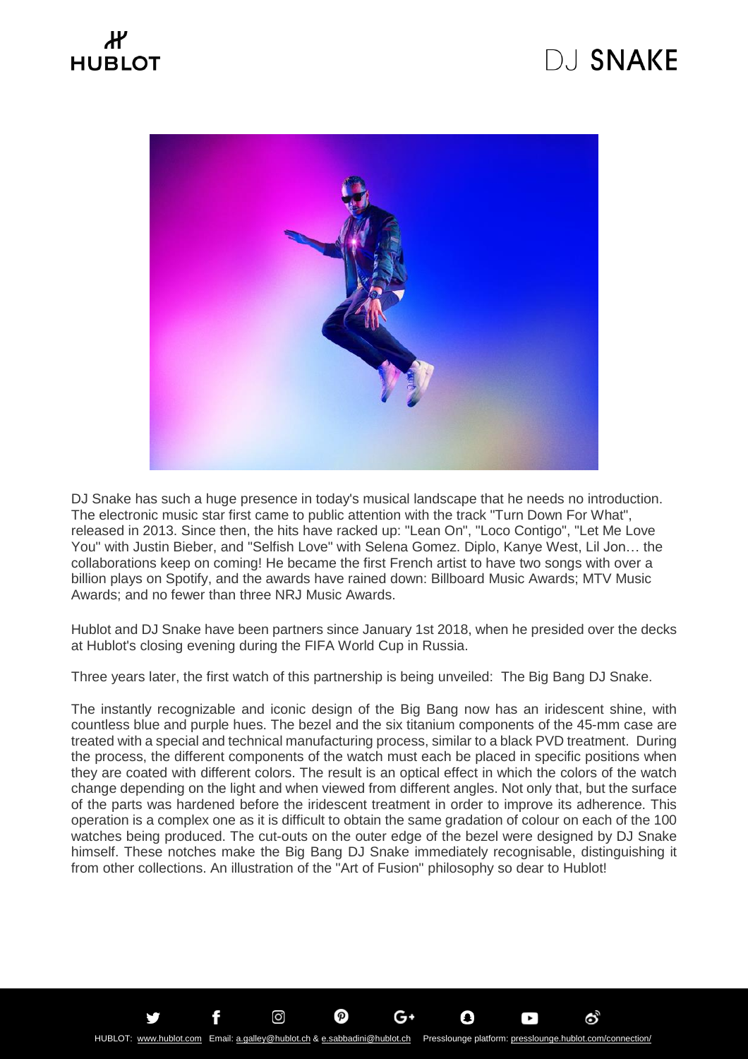DJ Snake has such a huge presence in today's musical landscape that he needs no introduction. The electronic music star first came to public attention with the track "Turn Down For What", released in 2013. Since then, the hits have racked up: "Lean On", "Loco Contigo", "Let Me Love You" with Justin Bieber, and "Selfish Love" with Selena Gomez. Diplo, Kanye West, Lil Jon… the collaborations keep on coming! He became the first French artist to have two songs with over a billion plays on Spotify, and the awards have rained down: Billboard Music Awards; MTV Music Awards; and no fewer than three NRJ Music Awards.

Hublot and DJ Snake have been partners since January 1st 2018, when he presided over the decks at Hublot's closing evening during the FIFA World Cup in Russia.

Three years later, the first watch of this partnership is being unveiled: The Big Bang DJ Snake.

The instantly recognizable and iconic design of the Big Bang now has an iridescent shine, with countless blue and purple hues. The bezel and the six titanium components of the 45-mm case are treated with a special and technical manufacturing process, similar to a black PVD treatment. During the process, the different components of the watch must each be placed in specific positions when they are coated with different colors. The result is an optical effect in which the colors of the watch change depending on the light and when viewed from different angles. Not only that, but the surface of the parts was hardened before the iridescent treatment in order to improve its adherence. This operation is a complex one as it is difficult to obtain the same gradation of colour on each of the 100 watches being produced. The cut-outs on the outer edge of the bezel were designed by DJ Snake himself. These notches make the Big Bang DJ Snake immediately recognisable, distinguishing it from other collections. An illustration of the "Art of Fusion" philosophy so dear to Hublot!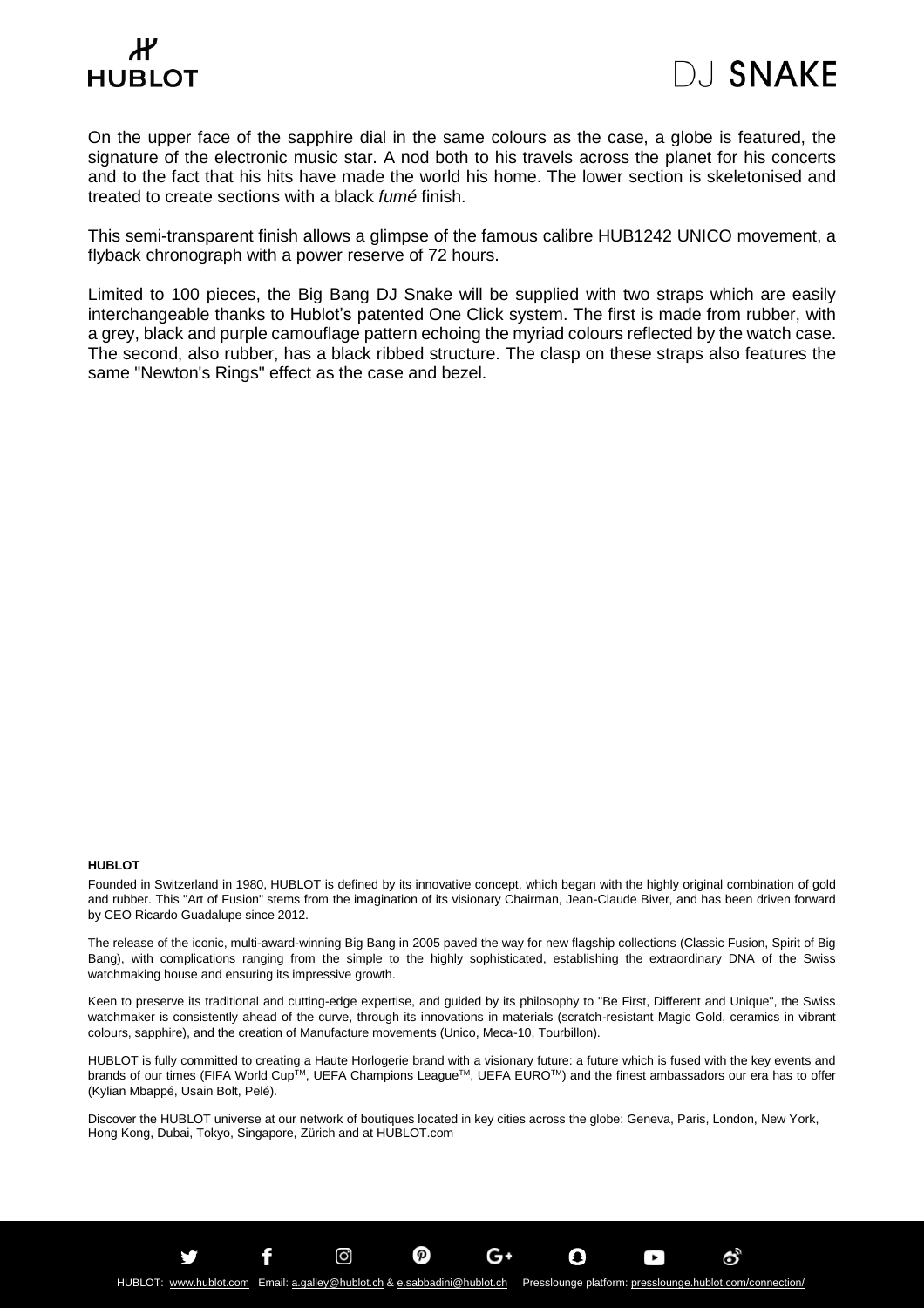On the upper face of the sapphire dial in the same colours as the case, a globe is featured, the signature of the electronic music star. A nod both to his travels across the planet for his concerts and to the fact that his hits have made the world his home. The lower section is skeletonised and treated to create sections with a black *fumé* finish.

This semi-transparent finish allows a glimpse of the famous calibre HUB1242 UNICO movement, a flyback chronograph with a power reserve of 72 hours.

Limited to 100 pieces, the Big Bang DJ Snake will be supplied with two straps which are easily interchangeable thanks to Hublot's patented One Click system. The first is made from rubber, with a grey, black and purple camouflage pattern echoing the myriad colours reflected by the watch case. The second, also rubber, has a black ribbed structure. The clasp on these straps also features the same "Newton's Rings" effect as the case and bezel.

**HUBLOT**

Founded in Switzerland in 1980, HUBLOT is defined by its innovative concept, which began with the highly original combination of gold and rubber. This "Art of Fusion" stems from the imagination of its visionary Chairman, Jean-Claude Biver, and has been driven forward by CEO Ricardo Guadalupe since 2012.

The release of the iconic, multi-award-winning Big Bang in 2005 paved the way for new flagship collections (Classic Fusion, Spirit of Big Bang), with complications ranging from the simple to the highly sophisticated, establishing the extraordinary DNA of the Swiss watchmaking house and ensuring its impressive growth.

Keen to preserve its traditional and cutting-edge expertise, and guided by its philosophy to "Be First, Different and Unique", the Swiss watchmaker is consistently ahead of the curve, through its innovations in materials (scratch-resistant Magic Gold, ceramics in vibrant colours, sapphire), and the creation of Manufacture movements (Unico, Meca-10, Tourbillon).

HUBLOT is fully committed to creating a Haute Horlogerie brand with a visionary future: a future which is fused with the key events and brands of our times (FIFA World Cup™, UEFA Champions League™, UEFA EURO™) and the finest ambassadors our era has to offer (Kylian Mbappé, Usain Bolt, Pelé).

Discover the HUBLOT universe at our network of boutiques located in key cities across the globe: Geneva, Paris, London, New York, Hong Kong, Dubai, Tokyo, Singapore, Zürich and at HUBLOT.com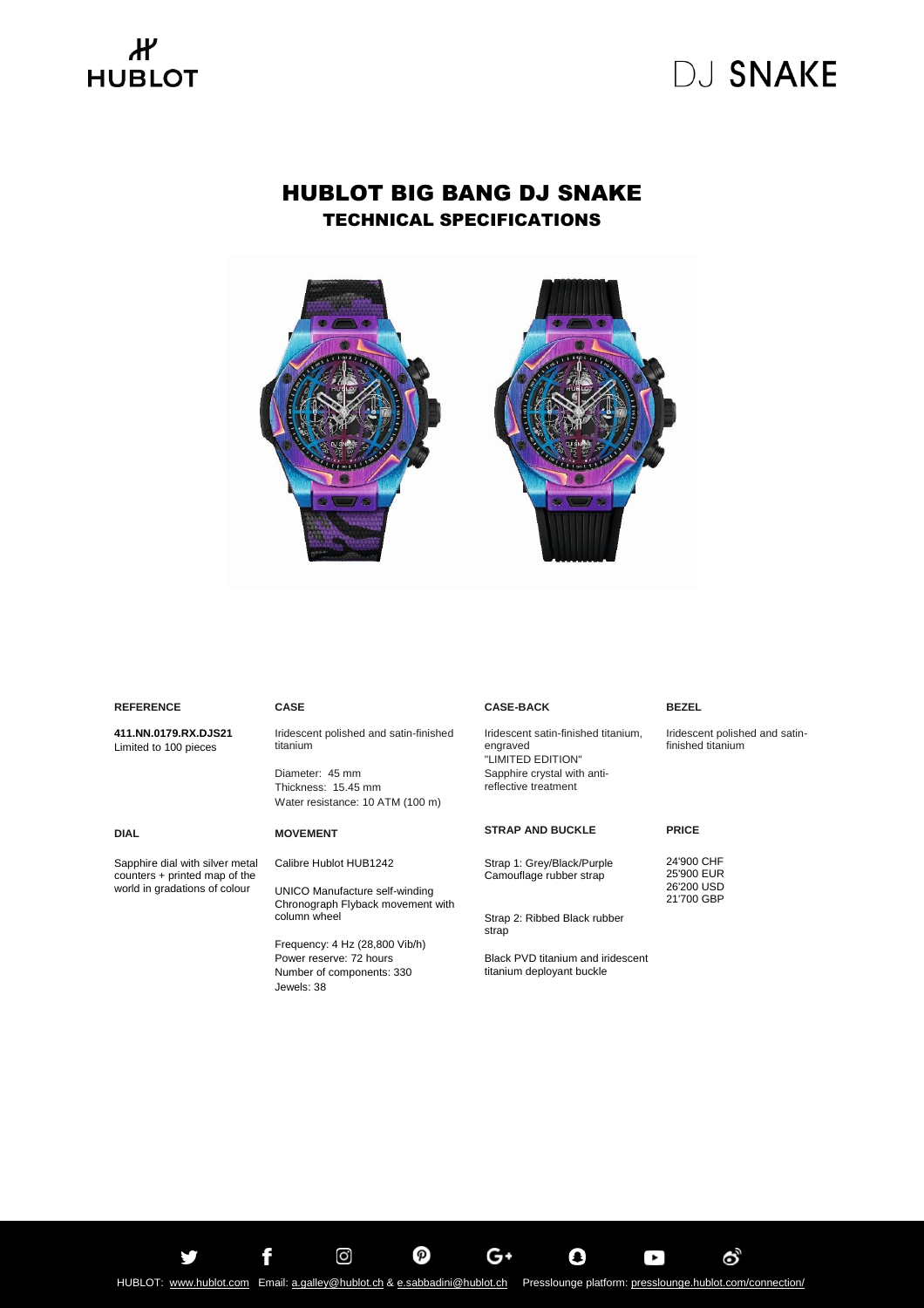HUBLOT

DJ SNAKE

# HUBLOT BIG BANG DJ SNAKE
## TECHNICAL SPECIFICATIONS

**REFERENCE**

**411.NN.0179.RX.DJS21**
Limited to 100 pieces

**CASE**

Iridescent polished and satin-finished titanium

Diameter: 45 mm
Thickness: 15.45 mm
Water resistance: 10 ATM (100 m)

**CASE-BACK**

Iridescent satin-finished titanium, engraved
"LIMITED EDITION"
Sapphire crystal with anti-reflective treatment

**BEZEL**

Iridescent polished and satin-finished titanium

**DIAL**

Sapphire dial with silver metal counters + printed map of the world in gradations of colour

**MOVEMENT**

Calibre Hublot HUB1242

UNICO Manufacture self-winding Chronograph Flyback movement with column wheel

Frequency: 4 Hz (28,800 Vib/h)
Power reserve: 72 hours
Number of components: 330
Jewels: 38

**STRAP AND BUCKLE**

Strap 1: Grey/Black/Purple Camouflage rubber strap

Strap 2: Ribbed Black rubber strap

Black PVD titanium and iridescent titanium deployant buckle

**PRICE**

24'900 CHF
25'900 EUR
26'200 USD
21'700 GBP

HUBLOT: www.hublot.com Email: a.galley@hublot.ch & e.sabbadini@hublot.ch Presslounge platform: presslounge.hublot.com/connection/